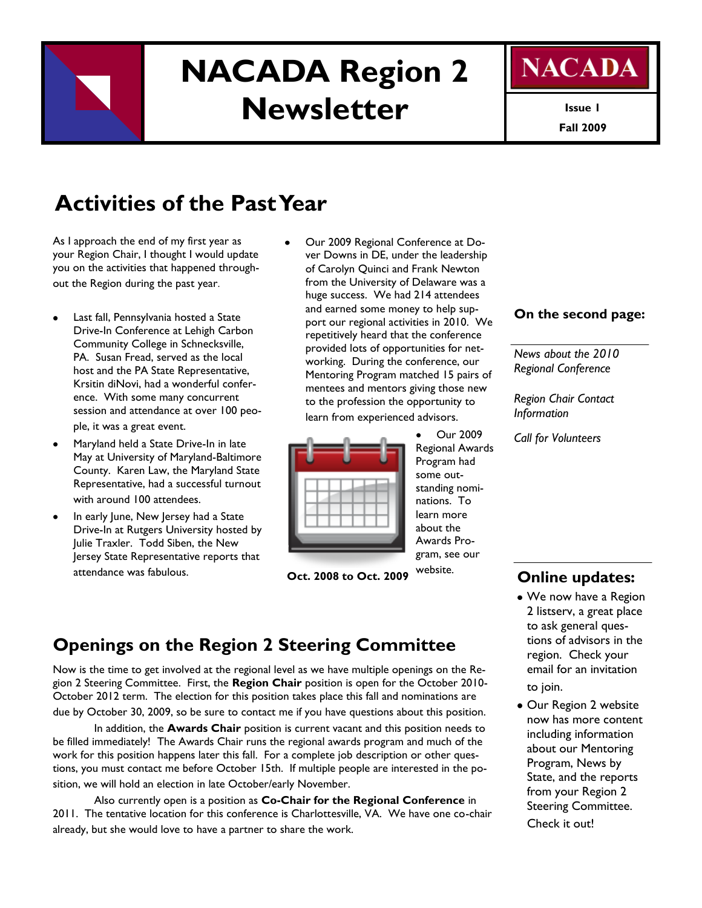# NACADA Region 2 Newsletter

NACADA

Issue 1

Fall 2009

## Activities of the Past Year

As I approach the end of my first year as your Region Chair, I thought I would update you on the activities that happened throughout the Region during the past year.

- Last fall, Pennsylvania hosted a State Drive-In Conference at Lehigh Carbon Community College in Schnecksville, PA. Susan Fread, served as the local host and the PA State Representative, Krsitin diNovi, had a wonderful conference. With some many concurrent session and attendance at over 100 people, it was a great event.
- Maryland held a State Drive-In in late May at University of Maryland-Baltimore County. Karen Law, the Maryland State Representative, had a successful turnout with around 100 attendees.
- In early June, New Jersey had a State Drive-In at Rutgers University hosted by Julie Traxler. Todd Siben, the New Jersey State Representative reports that attendance was fabulous.
- Our 2009 Regional Conference at Dover Downs in DE, under the leadership of Carolyn Quinci and Frank Newton from the University of Delaware was a huge success. We had 214 attendees and earned some money to help support our regional activities in 2010. We repetitively heard that the conference provided lots of opportunities for networking. During the conference, our Mentoring Program matched 15 pairs of mentees and mentors giving those new to the profession the opportunity to learn from experienced advisors.
- Our 2009 Regional Awards Program had some outstanding nominations. To learn more about the Awards Program, see our website.

**Oct. 2008 to Oct. 2009**

### On the second page:

*News about the 2010 Regional Conference*

*Region Chair Contact Information*

*Call for Volunteers*

## Openings on the Region 2 Steering Committee

Now is the time to get involved at the regional level as we have multiple openings on the Region 2 Steering Committee. First, the **Region Chair** position is open for the October 2010-October 2012 term. The election for this position takes place this fall and nominations are due by October 30, 2009, so be sure to contact me if you have questions about this position.

In addition, the **Awards Chair** position is current vacant and this position needs to be filled immediately! The Awards Chair runs the regional awards program and much of the work for this position happens later this fall. For a complete job description or other questions, you must contact me before October 15th. If multiple people are interested in the position, we will hold an election in late October/early November.

Also currently open is a position as **Co-Chair for the Regional Conference** in 2011. The tentative location for this conference is Charlottesville, VA. We have one co-chair already, but she would love to have a partner to share the work.

## Online updates:

- We now have a Region 2 listserv, a great place to ask general questions of advisors in the region. Check your email for an invitation to join.
- Our Region 2 website now has more content including information about our Mentoring Program, News by State, and the reports from your Region 2 Steering Committee. Check it out!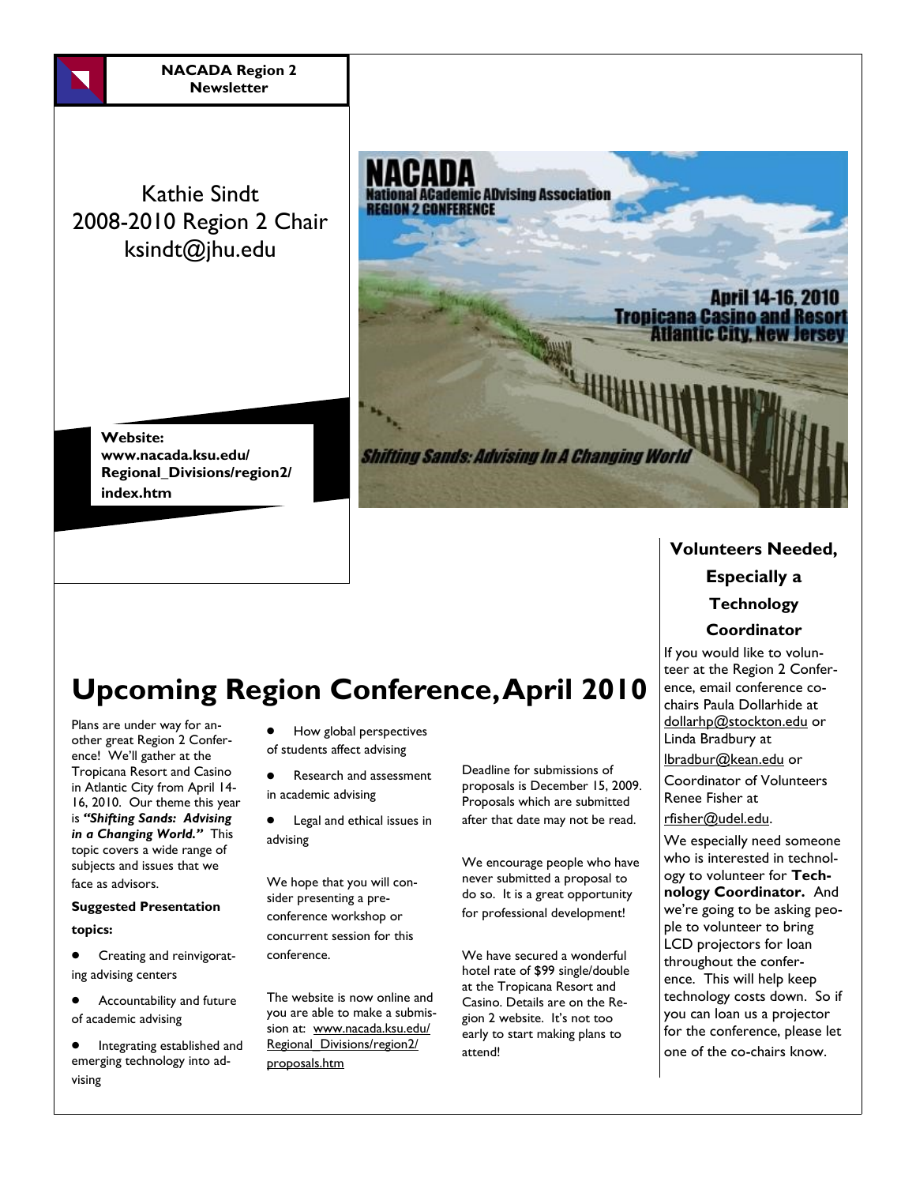**NACADA Region 2 Newsletter**

Kathie Sindt
2008-2010 Region 2 Chair
ksindt@jhu.edu

**Website: www.nacada.ksu.edu/Regional_Divisions/region2/index.htm**

**NACADA**
**National ACademic ADvising Association**
**REGION 2 CONFERENCE**

**April 14-16, 2010**
**Tropicana Casino and Resort**
**Atlantic City, New Jersey**

***Shifting Sands: Advising In A Changing World***

# Upcoming Region Conference, April 2010

Plans are under way for another great Region 2 Conference! We'll gather at the Tropicana Resort and Casino in Atlantic City from April 14-16, 2010. Our theme this year is ***"Shifting Sands: Advising in a Changing World."*** This topic covers a wide range of subjects and issues that we face as advisors.

**Suggested Presentation topics:**

- Creating and reinvigorating advising centers
- Accountability and future of academic advising
- Integrating established and emerging technology into advising
- How global perspectives of students affect advising
- Research and assessment in academic advising
- Legal and ethical issues in advising

We hope that you will consider presenting a pre-conference workshop or concurrent session for this conference.

The website is now online and you are able to make a submission at: www.nacada.ksu.edu/Regional_Divisions/region2/proposals.htm

Deadline for submissions of proposals is December 15, 2009. Proposals which are submitted after that date may not be read.

We encourage people who have never submitted a proposal to do so. It is a great opportunity for professional development!

We have secured a wonderful hotel rate of $99 single/double at the Tropicana Resort and Casino. Details are on the Region 2 website. It's not too early to start making plans to attend!

## Volunteers Needed, Especially a Technology Coordinator

If you would like to volunteer at the Region 2 Conference, email conference co-chairs Paula Dollarhide at dollarhp@stockton.edu or Linda Bradbury at lbradbur@kean.edu or Coordinator of Volunteers Renee Fisher at rfisher@udel.edu.

We especially need someone who is interested in technology to volunteer for **Technology Coordinator.** And we're going to be asking people to volunteer to bring LCD projectors for loan throughout the conference. This will help keep technology costs down. So if you can loan us a projector for the conference, please let one of the co-chairs know.